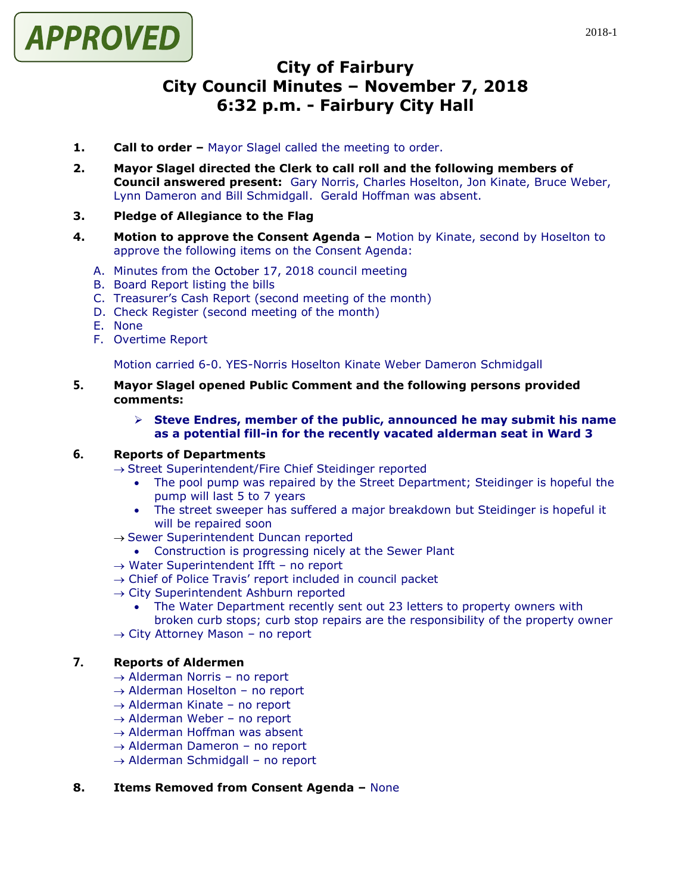APPROVED

# City of Fairbury
# City Council Minutes – November 7, 2018
# 6:32 p.m. - Fairbury City Hall

1. **Call to order –** Mayor Slagel called the meeting to order.

2. **Mayor Slagel directed the Clerk to call roll and the following members of Council answered present:** Gary Norris, Charles Hoselton, Jon Kinate, Bruce Weber, Lynn Dameron and Bill Schmidgall. Gerald Hoffman was absent.

3. **Pledge of Allegiance to the Flag**

4. **Motion to approve the Consent Agenda –** Motion by Kinate, second by Hoselton to approve the following items on the Consent Agenda:

   A. Minutes from the October 17, 2018 council meeting
   B. Board Report listing the bills
   C. Treasurer's Cash Report (second meeting of the month)
   D. Check Register (second meeting of the month)
   E. None
   F. Overtime Report

   Motion carried 6-0. YES-Norris Hoselton Kinate Weber Dameron Schmidgall

5. **Mayor Slagel opened Public Comment and the following persons provided comments:**

   - **Steve Endres, member of the public, announced he may submit his name as a potential fill-in for the recently vacated alderman seat in Ward 3**

6. **Reports of Departments**

   → Street Superintendent/Fire Chief Steidinger reported
   - The pool pump was repaired by the Street Department; Steidinger is hopeful the pump will last 5 to 7 years
   - The street sweeper has suffered a major breakdown but Steidinger is hopeful it will be repaired soon

   → Sewer Superintendent Duncan reported
   - Construction is progressing nicely at the Sewer Plant

   → Water Superintendent Ifft – no report

   → Chief of Police Travis' report included in council packet

   → City Superintendent Ashburn reported
   - The Water Department recently sent out 23 letters to property owners with broken curb stops; curb stop repairs are the responsibility of the property owner

   → City Attorney Mason – no report

7. **Reports of Aldermen**

   → Alderman Norris – no report
   → Alderman Hoselton – no report
   → Alderman Kinate – no report
   → Alderman Weber – no report
   → Alderman Hoffman was absent
   → Alderman Dameron – no report
   → Alderman Schmidgall – no report

8. **Items Removed from Consent Agenda –** None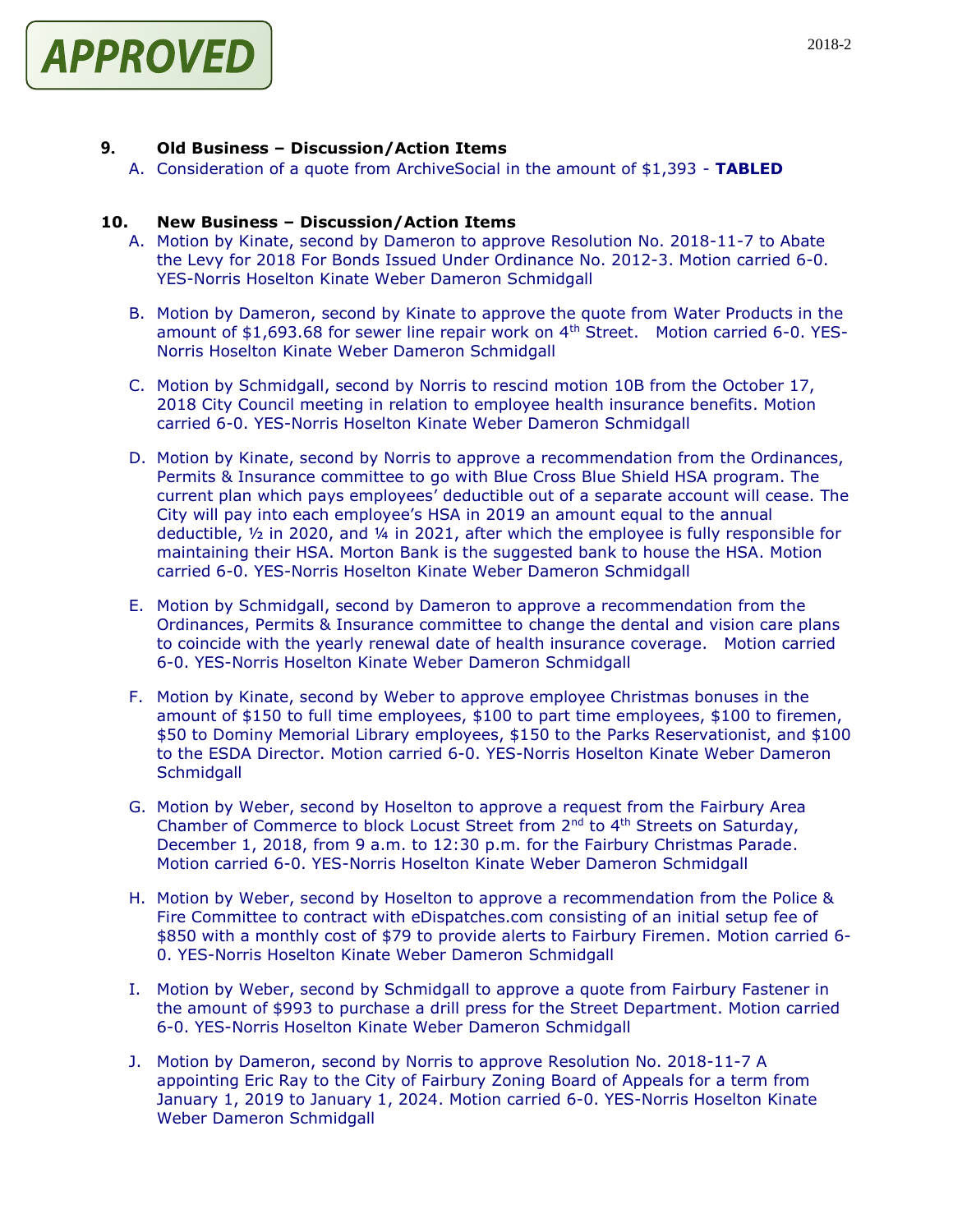**APPROVED**

## 9. Old Business – Discussion/Action Items

A. Consideration of a quote from ArchiveSocial in the amount of $1,393 - **TABLED**

## 10. New Business – Discussion/Action Items

A. Motion by Kinate, second by Dameron to approve Resolution No. 2018-11-7 to Abate the Levy for 2018 For Bonds Issued Under Ordinance No. 2012-3. Motion carried 6-0. YES-Norris Hoselton Kinate Weber Dameron Schmidgall

B. Motion by Dameron, second by Kinate to approve the quote from Water Products in the amount of $1,693.68 for sewer line repair work on 4th Street. Motion carried 6-0. YES-Norris Hoselton Kinate Weber Dameron Schmidgall

C. Motion by Schmidgall, second by Norris to rescind motion 10B from the October 17, 2018 City Council meeting in relation to employee health insurance benefits. Motion carried 6-0. YES-Norris Hoselton Kinate Weber Dameron Schmidgall

D. Motion by Kinate, second by Norris to approve a recommendation from the Ordinances, Permits & Insurance committee to go with Blue Cross Blue Shield HSA program. The current plan which pays employees' deductible out of a separate account will cease. The City will pay into each employee's HSA in 2019 an amount equal to the annual deductible, ½ in 2020, and ¼ in 2021, after which the employee is fully responsible for maintaining their HSA. Morton Bank is the suggested bank to house the HSA. Motion carried 6-0. YES-Norris Hoselton Kinate Weber Dameron Schmidgall

E. Motion by Schmidgall, second by Dameron to approve a recommendation from the Ordinances, Permits & Insurance committee to change the dental and vision care plans to coincide with the yearly renewal date of health insurance coverage. Motion carried 6-0. YES-Norris Hoselton Kinate Weber Dameron Schmidgall

F. Motion by Kinate, second by Weber to approve employee Christmas bonuses in the amount of $150 to full time employees, $100 to part time employees, $100 to firemen, $50 to Dominy Memorial Library employees, $150 to the Parks Reservationist, and $100 to the ESDA Director. Motion carried 6-0. YES-Norris Hoselton Kinate Weber Dameron Schmidgall

G. Motion by Weber, second by Hoselton to approve a request from the Fairbury Area Chamber of Commerce to block Locust Street from 2nd to 4th Streets on Saturday, December 1, 2018, from 9 a.m. to 12:30 p.m. for the Fairbury Christmas Parade. Motion carried 6-0. YES-Norris Hoselton Kinate Weber Dameron Schmidgall

H. Motion by Weber, second by Hoselton to approve a recommendation from the Police & Fire Committee to contract with eDispatches.com consisting of an initial setup fee of $850 with a monthly cost of $79 to provide alerts to Fairbury Firemen. Motion carried 6-0. YES-Norris Hoselton Kinate Weber Dameron Schmidgall

I. Motion by Weber, second by Schmidgall to approve a quote from Fairbury Fastener in the amount of $993 to purchase a drill press for the Street Department. Motion carried 6-0. YES-Norris Hoselton Kinate Weber Dameron Schmidgall

J. Motion by Dameron, second by Norris to approve Resolution No. 2018-11-7 A appointing Eric Ray to the City of Fairbury Zoning Board of Appeals for a term from January 1, 2019 to January 1, 2024. Motion carried 6-0. YES-Norris Hoselton Kinate Weber Dameron Schmidgall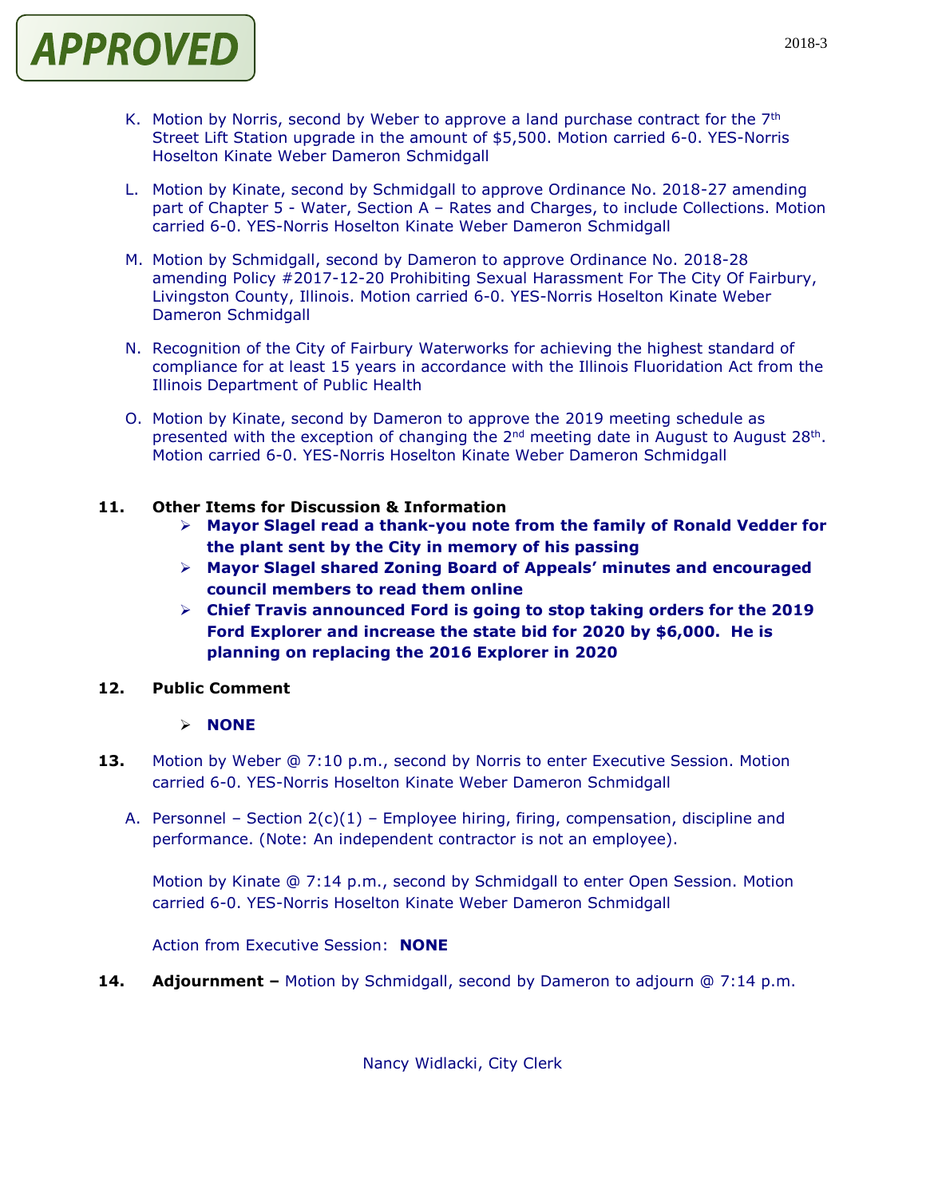**APPROVED**

K. Motion by Norris, second by Weber to approve a land purchase contract for the 7th Street Lift Station upgrade in the amount of $5,500. Motion carried 6-0. YES-Norris Hoselton Kinate Weber Dameron Schmidgall

L. Motion by Kinate, second by Schmidgall to approve Ordinance No. 2018-27 amending part of Chapter 5 - Water, Section A – Rates and Charges, to include Collections. Motion carried 6-0. YES-Norris Hoselton Kinate Weber Dameron Schmidgall

M. Motion by Schmidgall, second by Dameron to approve Ordinance No. 2018-28 amending Policy #2017-12-20 Prohibiting Sexual Harassment For The City Of Fairbury, Livingston County, Illinois. Motion carried 6-0. YES-Norris Hoselton Kinate Weber Dameron Schmidgall

N. Recognition of the City of Fairbury Waterworks for achieving the highest standard of compliance for at least 15 years in accordance with the Illinois Fluoridation Act from the Illinois Department of Public Health

O. Motion by Kinate, second by Dameron to approve the 2019 meeting schedule as presented with the exception of changing the 2nd meeting date in August to August 28th. Motion carried 6-0. YES-Norris Hoselton Kinate Weber Dameron Schmidgall

**11. Other Items for Discussion & Information**

- **Mayor Slagel read a thank-you note from the family of Ronald Vedder for the plant sent by the City in memory of his passing**
- **Mayor Slagel shared Zoning Board of Appeals' minutes and encouraged council members to read them online**
- **Chief Travis announced Ford is going to stop taking orders for the 2019 Ford Explorer and increase the state bid for 2020 by $6,000. He is planning on replacing the 2016 Explorer in 2020**

**12. Public Comment**

- **NONE**

**13.** Motion by Weber @ 7:10 p.m., second by Norris to enter Executive Session. Motion carried 6-0. YES-Norris Hoselton Kinate Weber Dameron Schmidgall

A. Personnel – Section 2(c)(1) – Employee hiring, firing, compensation, discipline and performance. (Note: An independent contractor is not an employee).

Motion by Kinate @ 7:14 p.m., second by Schmidgall to enter Open Session. Motion carried 6-0. YES-Norris Hoselton Kinate Weber Dameron Schmidgall

Action from Executive Session: **NONE**

**14. Adjournment –** Motion by Schmidgall, second by Dameron to adjourn @ 7:14 p.m.

Nancy Widlacki, City Clerk